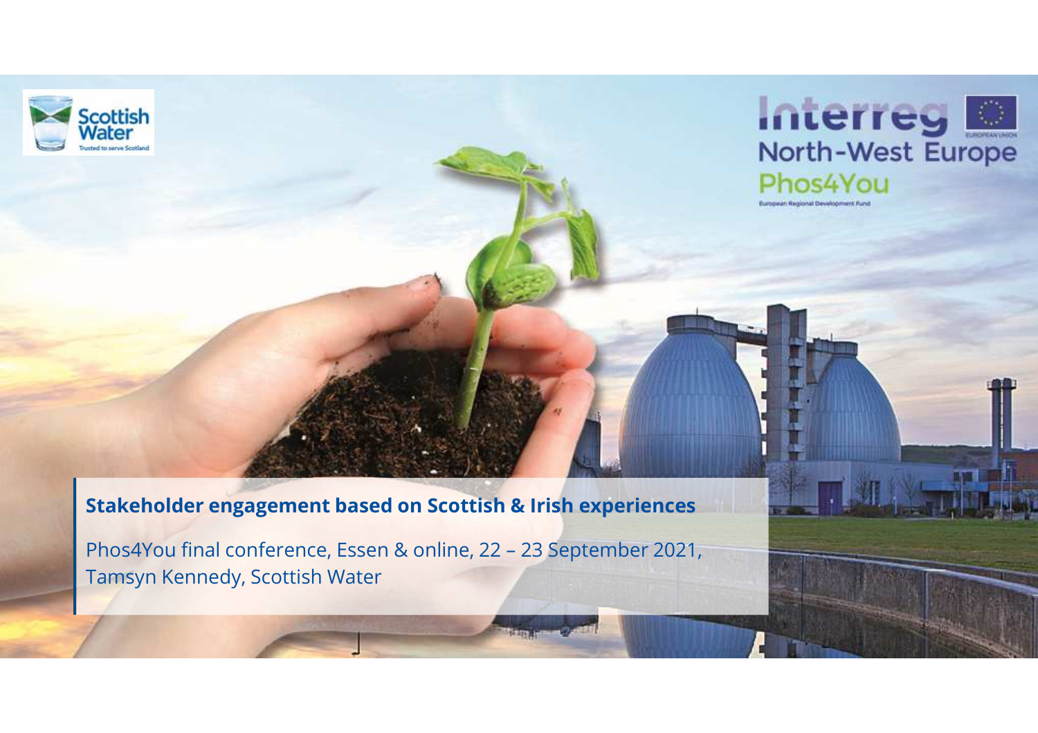# Stakeholder engagement based on Scottish & Irish experiences

Phos4You final conference, Essen & online, 22 – 23 September 2021, Tamsyn Kennedy, Scottish Water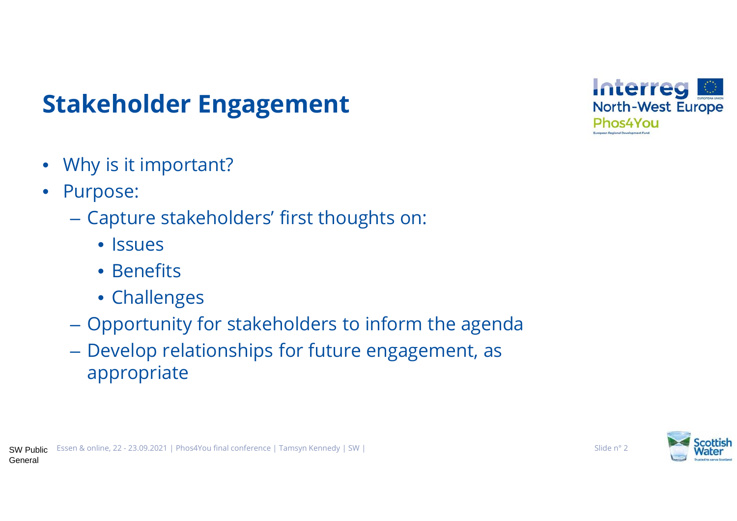# Stakeholder Engagement

- Why is it important?
- Purpose:
  - Capture stakeholders' first thoughts on:
    - Issues
    - Benefits
    - Challenges
  - Opportunity for stakeholders to inform the agenda
  - Develop relationships for future engagement, as appropriate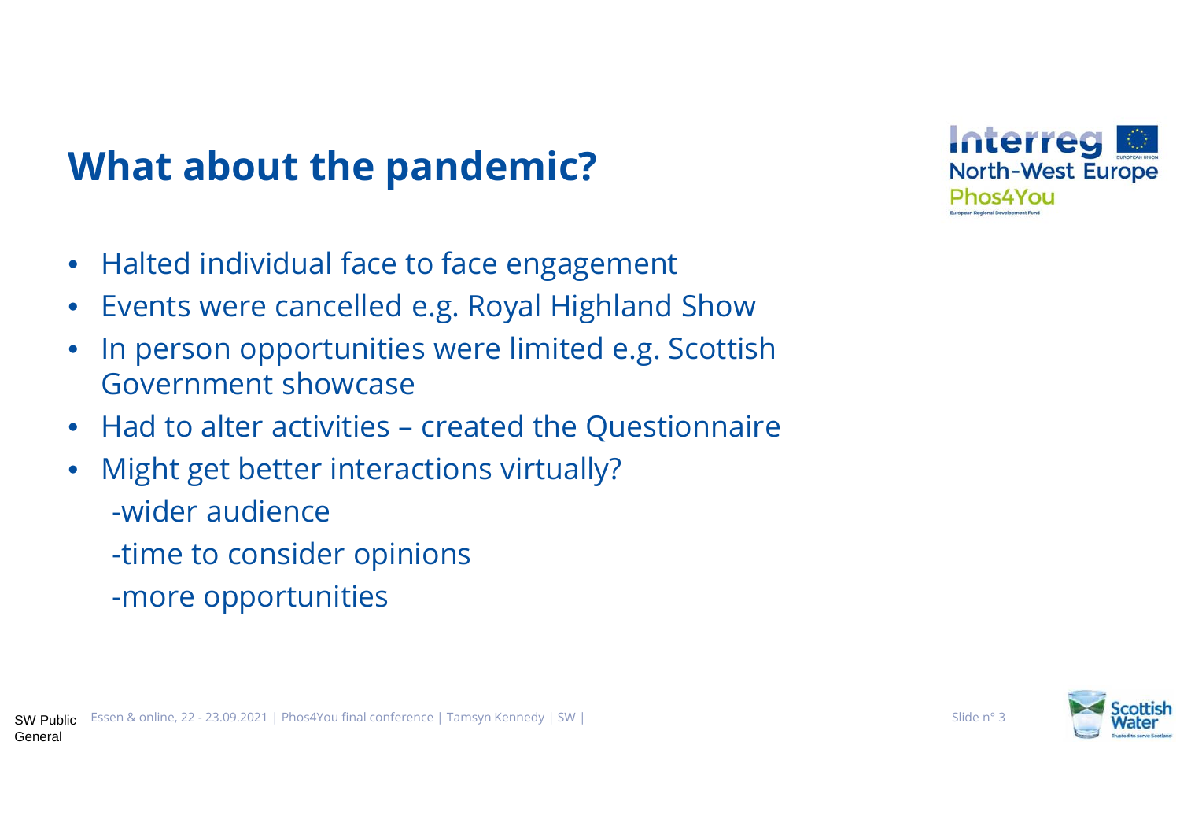# What about the pandemic?

- Halted individual face to face engagement
- Events were cancelled e.g. Royal Highland Show
- In person opportunities were limited e.g. Scottish Government showcase
- Had to alter activities – created the Questionnaire
- Might get better interactions virtually?
  - -wider audience
  - -time to consider opinions
  - -more opportunities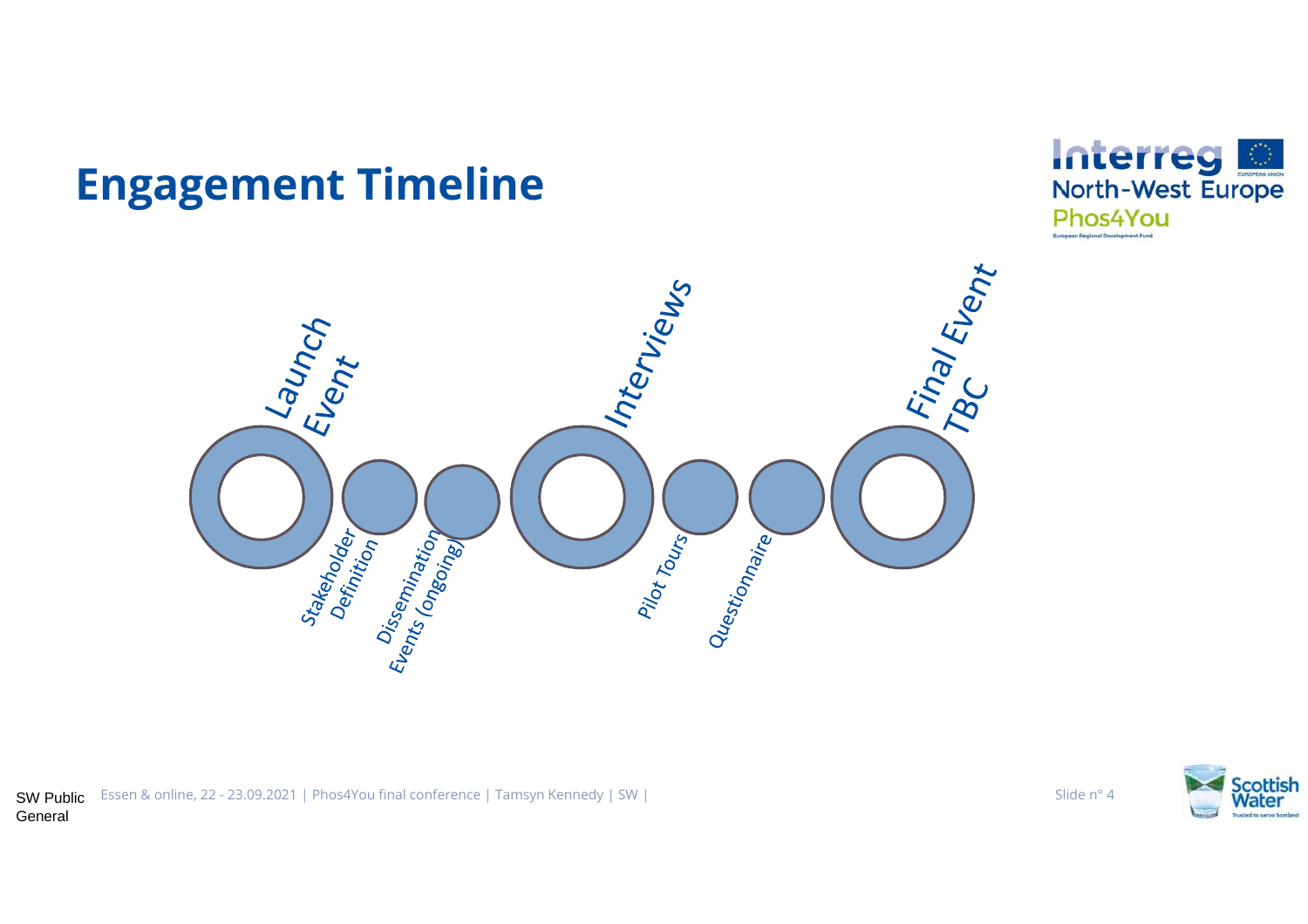# Engagement Timeline

- *Launch Event*
- *Stakeholder Definition*
- *Dissemination Events (ongoing)*
- *Interviews*
- *Pilot Tours*
- *Questionnaire*
- *Final Event TBC*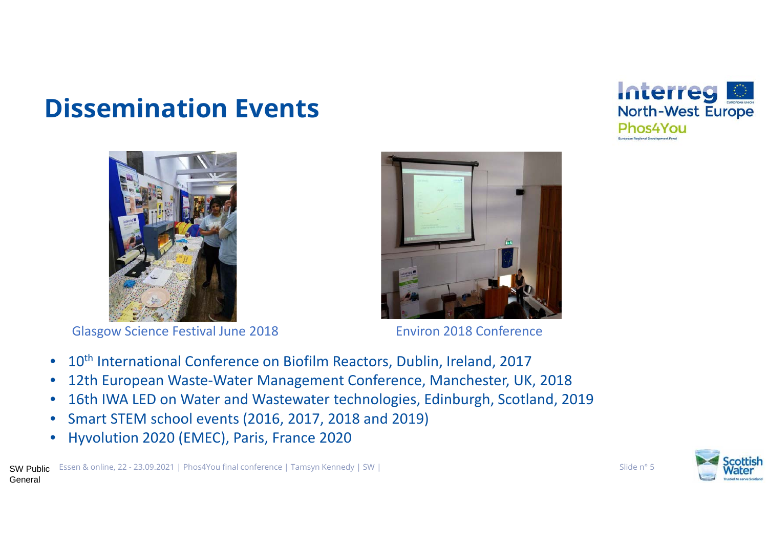# Dissemination Events

Glasgow Science Festival June 2018

Environ 2018 Conference

- 10th International Conference on Biofilm Reactors, Dublin, Ireland, 2017
- 12th European Waste-Water Management Conference, Manchester, UK, 2018
- 16th IWA LED on Water and Wastewater technologies, Edinburgh, Scotland, 2019
- Smart STEM school events (2016, 2017, 2018 and 2019)
- Hyvolution 2020 (EMEC), Paris, France 2020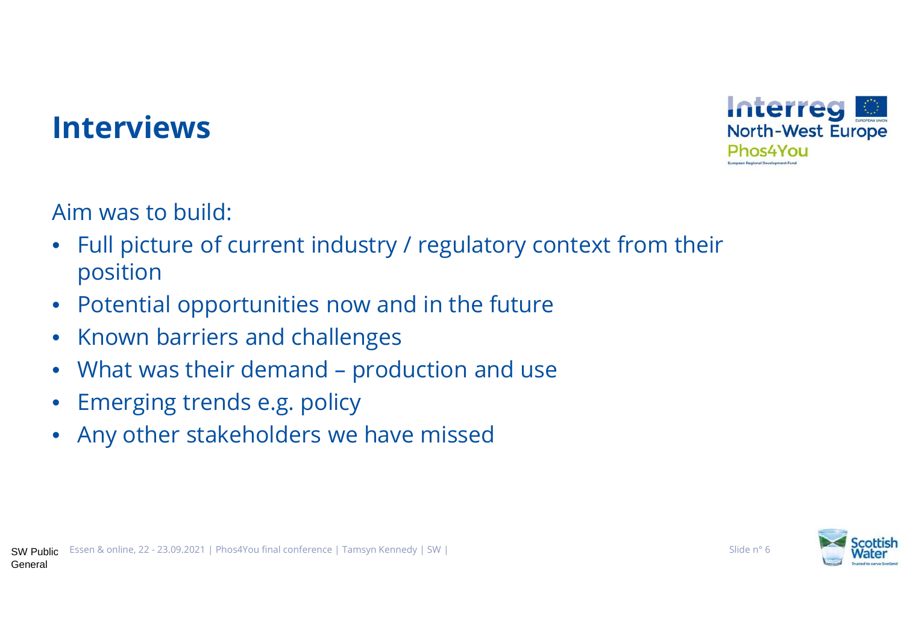# Interviews

Aim was to build:

- Full picture of current industry / regulatory context from their position
- Potential opportunities now and in the future
- Known barriers and challenges
- What was their demand – production and use
- Emerging trends e.g. policy
- Any other stakeholders we have missed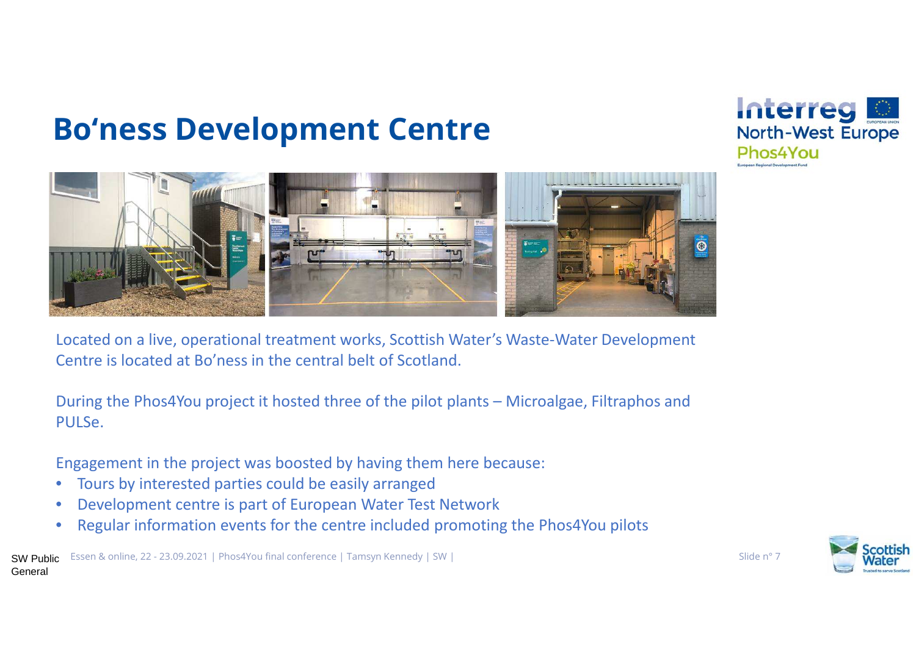# Bo‘ness Development Centre

Located on a live, operational treatment works, Scottish Water’s Waste-Water Development Centre is located at Bo’ness in the central belt of Scotland.

During the Phos4You project it hosted three of the pilot plants – Microalgae, Filtraphos and PULSe.

Engagement in the project was boosted by having them here because:

- Tours by interested parties could be easily arranged
- Development centre is part of European Water Test Network
- Regular information events for the centre included promoting the Phos4You pilots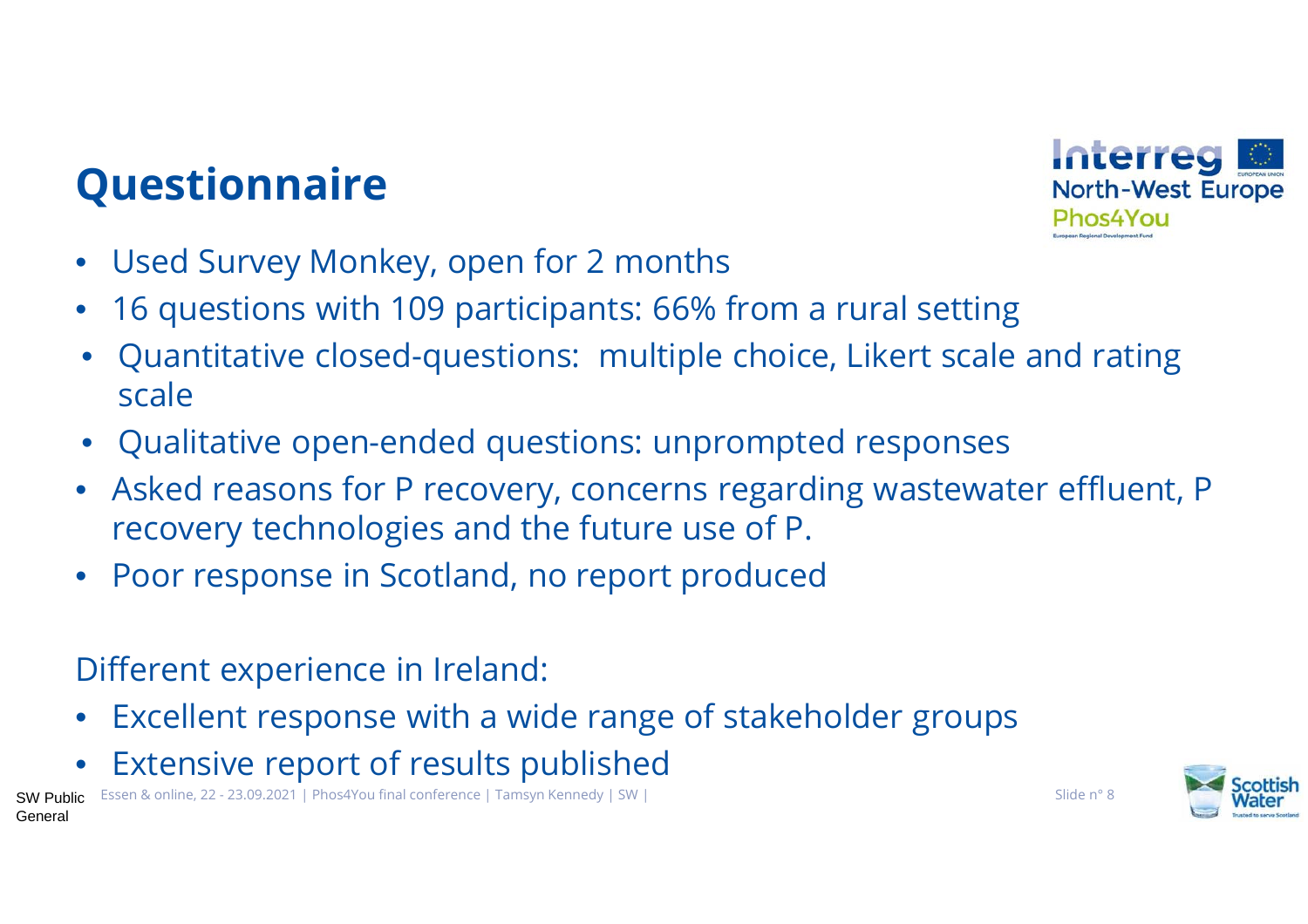# Questionnaire

- Used Survey Monkey, open for 2 months
- 16 questions with 109 participants: 66% from a rural setting
- Quantitative closed-questions: multiple choice, Likert scale and rating scale
- Qualitative open-ended questions: unprompted responses
- Asked reasons for P recovery, concerns regarding wastewater effluent, P recovery technologies and the future use of P.
- Poor response in Scotland, no report produced

Different experience in Ireland:

- Excellent response with a wide range of stakeholder groups
- Extensive report of results published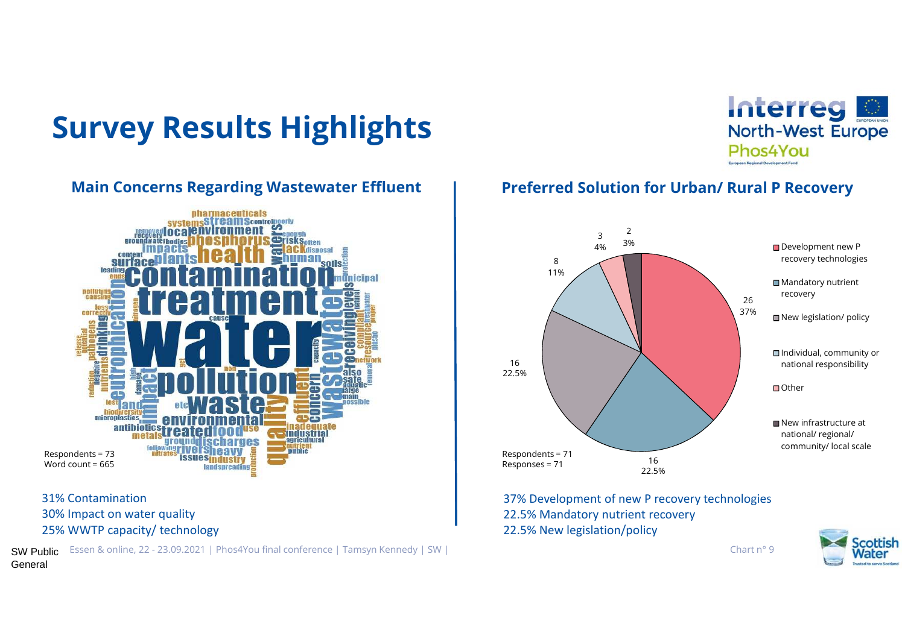# Survey Results Highlights

## Main Concerns Regarding Wastewater Effluent

Respondents = 73
Word count = 665

31% Contamination
30% Impact on water quality
25% WWTP capacity/ technology

## Preferred Solution for Urban/ Rural P Recovery

| Solution | Responses | % |
| --- | --- | --- |
| Development new P recovery technologies | 26 | 37% |
| Mandatory nutrient recovery | 16 | 22.5% |
| New legislation/ policy | 16 | 22.5% |
| Individual, community or national responsibility | 8 | 11% |
| Other | 3 | 4% |
| New infrastructure at national/ regional/ community/ local scale | 2 | 3% |

Respondents = 71
Responses = 71

37% Development of new P recovery technologies
22.5% Mandatory nutrient recovery
22.5% New legislation/policy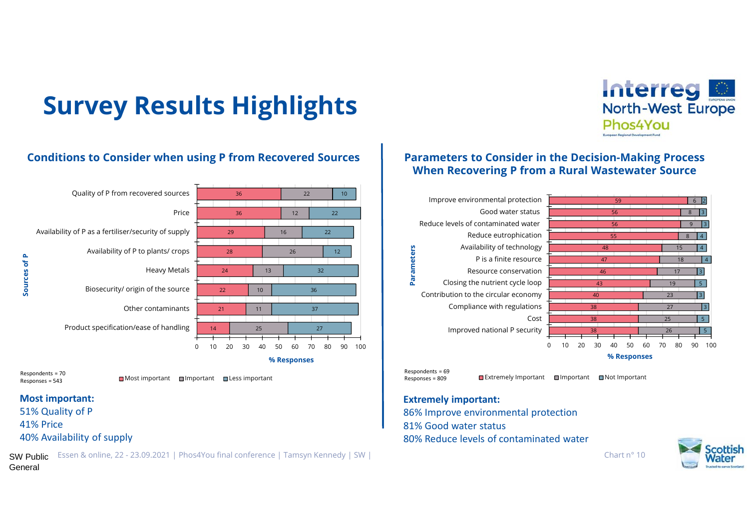# Survey Results Highlights

## Conditions to Consider when using P from Recovered Sources

| Sources of P | Most important | Important | Less important |
|---|---|---|---|
| Quality of P from recovered sources | 36 | 22 | 10 |
| Price | 36 | 12 | 22 |
| Availability of P as a fertiliser/security of supply | 29 | 16 | 22 |
| Availability of P to plants/ crops | 28 | 26 | 12 |
| Heavy Metals | 24 | 13 | 32 |
| Biosecurity/ origin of the source | 22 | 10 | 36 |
| Other contaminants | 21 | 11 | 37 |
| Product specification/ease of handling | 14 | 25 | 27 |

% Responses

Respondents = 70
Responses = 543

**Most important:**
51% Quality of P
41% Price
40% Availability of supply

## Parameters to Consider in the Decision-Making Process When Recovering P from a Rural Wastewater Source

| Parameters | Extremely Important | Important | Not Important |
|---|---|---|---|
| Improve environmental protection | 59 | 6 | 2 |
| Good water status | 56 | 8 | 3 |
| Reduce levels of contaminated water | 56 | 9 | 3 |
| Reduce eutrophication | 55 | 8 | 4 |
| Availability of technology | 48 | 15 | 4 |
| P is a finite resource | 47 | 18 | 4 |
| Resource conservation | 46 | 17 | 3 |
| Closing the nutrient cycle loop | 43 | 19 | 5 |
| Contribution to the circular economy | 40 | 23 | 3 |
| Compliance with regulations | 38 | 27 | 3 |
| Cost | 38 | 25 | 5 |
| Improved national P security | 38 | 26 | 5 |

% Responses

Respondents = 69
Responses = 809

**Extremely important:**
86% Improve environmental protection
81% Good water status
80% Reduce levels of contaminated water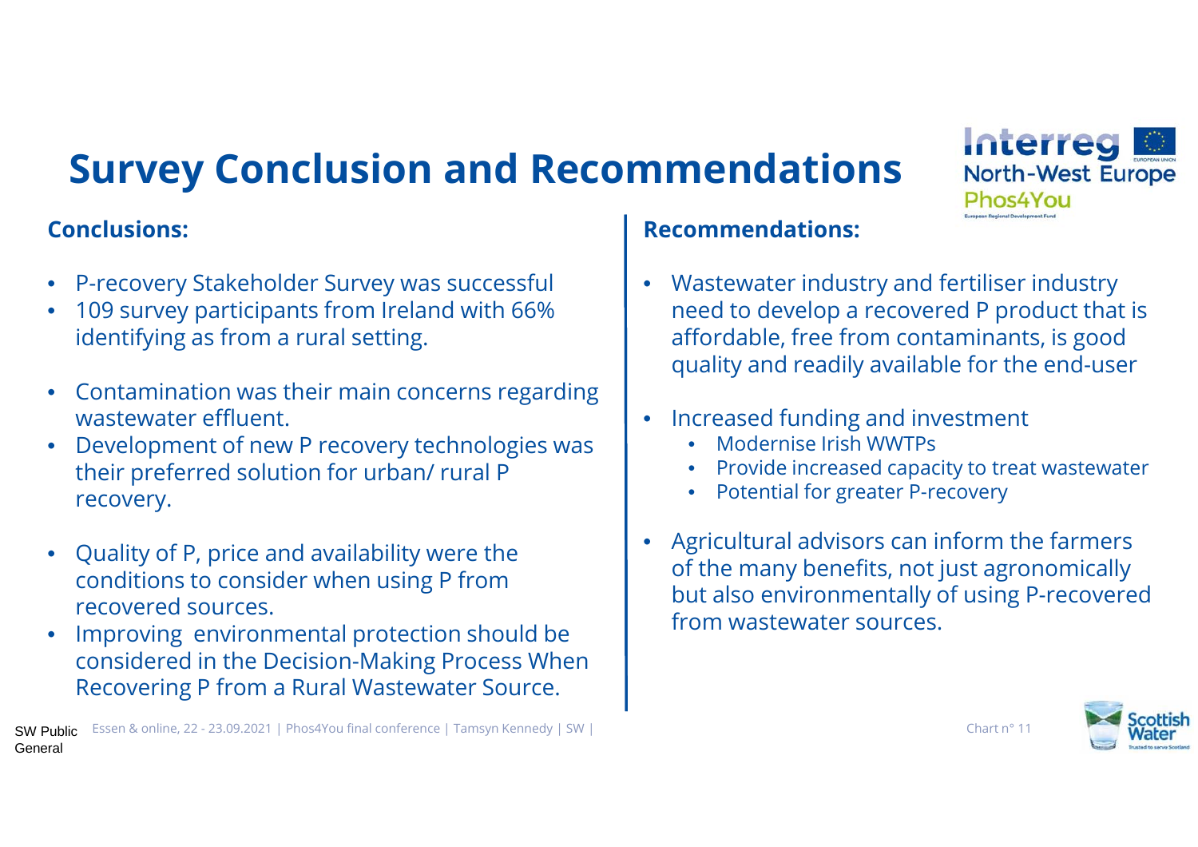# Survey Conclusion and Recommendations

## Conclusions:

- P-recovery Stakeholder Survey was successful
- 109 survey participants from Ireland with 66% identifying as from a rural setting.
- Contamination was their main concerns regarding wastewater effluent.
- Development of new P recovery technologies was their preferred solution for urban/ rural P recovery.
- Quality of P, price and availability were the conditions to consider when using P from recovered sources.
- Improving environmental protection should be considered in the Decision-Making Process When Recovering P from a Rural Wastewater Source.

## Recommendations:

- Wastewater industry and fertiliser industry need to develop a recovered P product that is affordable, free from contaminants, is good quality and readily available for the end-user
- Increased funding and investment
  - Modernise Irish WWTPs
  - Provide increased capacity to treat wastewater
  - Potential for greater P-recovery
- Agricultural advisors can inform the farmers of the many benefits, not just agronomically but also environmentally of using P-recovered from wastewater sources.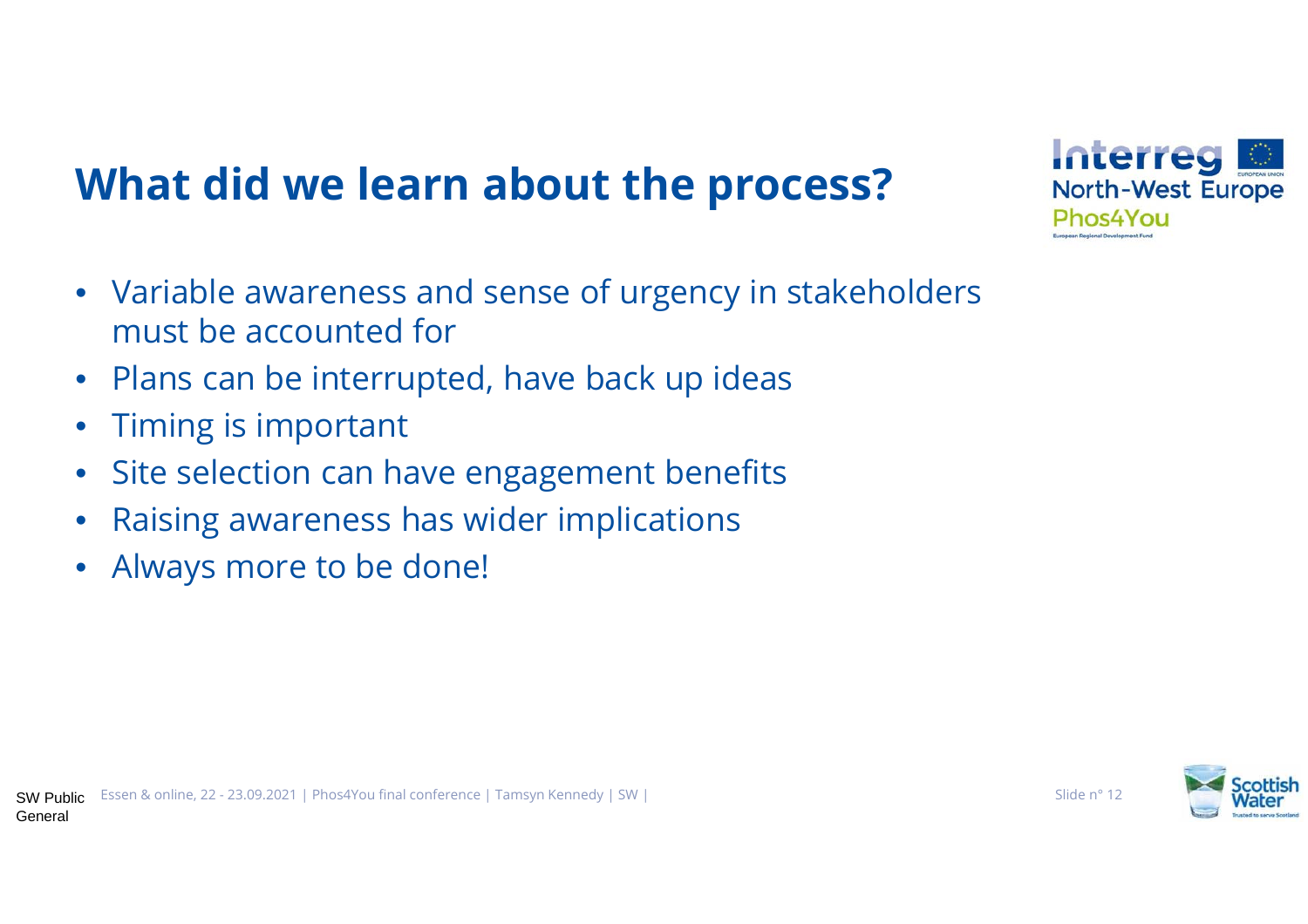# What did we learn about the process?

- Variable awareness and sense of urgency in stakeholders must be accounted for
- Plans can be interrupted, have back up ideas
- Timing is important
- Site selection can have engagement benefits
- Raising awareness has wider implications
- Always more to be done!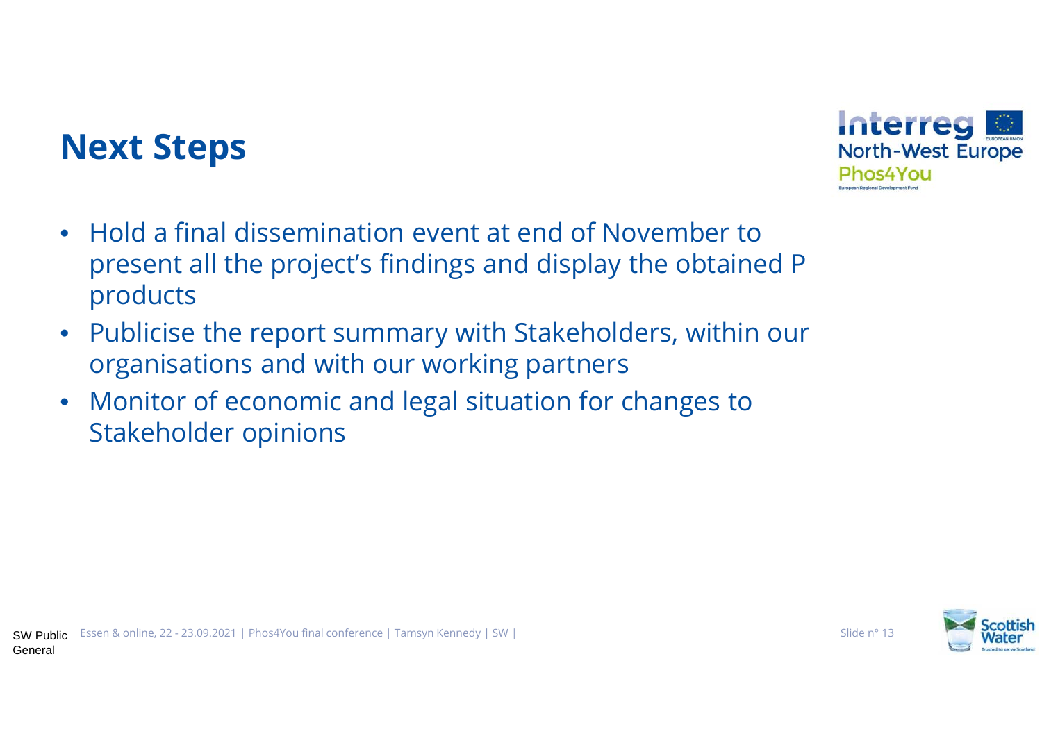# Next Steps

- Hold a final dissemination event at end of November to present all the project's findings and display the obtained P products
- Publicise the report summary with Stakeholders, within our organisations and with our working partners
- Monitor of economic and legal situation for changes to Stakeholder opinions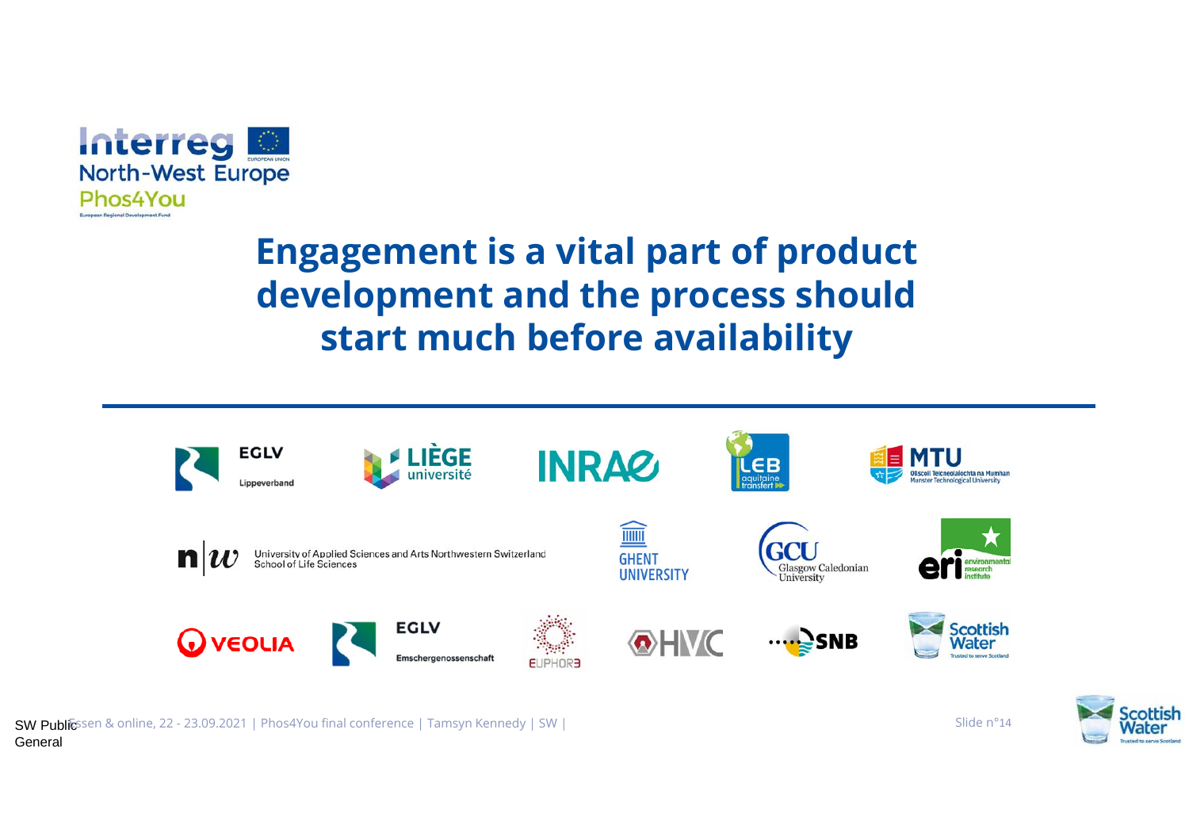# Engagement is a vital part of product development and the process should start much before availability